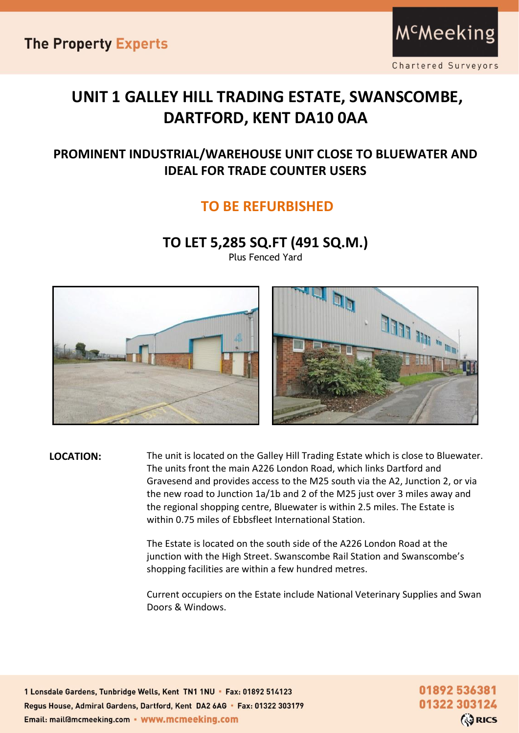# UNIT 1 GALLEY HILL TRADING ESTATE, SWANSCOMBE, DARTFORD, KENT DA10 0AA

## PROMINENT INDUSTRIAL/WAREHOUSE UNIT CLOSE TO BLUEWATER AND IDEAL FOR TRADE COUNTER USERS

## TO BE REFURBISHED

## TO LET 5,285 SQ.FT (491 SQ.M.)

Plus Fenced Yard

**LOCATION:**

The unit is located on the Galley Hill Trading Estate which is close to Bluewater. The units front the main A226 London Road, which links Dartford and Gravesend and provides access to the M25 south via the A2, Junction 2, or via the new road to Junction 1a/1b and 2 of the M25 just over 3 miles away and the regional shopping centre, Bluewater is within 2.5 miles. The Estate is within 0.75 miles of Ebbsfleet International Station.

The Estate is located on the south side of the A226 London Road at the junction with the High Street. Swanscombe Rail Station and Swanscombe's shopping facilities are within a few hundred metres.

Current occupiers on the Estate include National Veterinary Supplies and Swan Doors & Windows.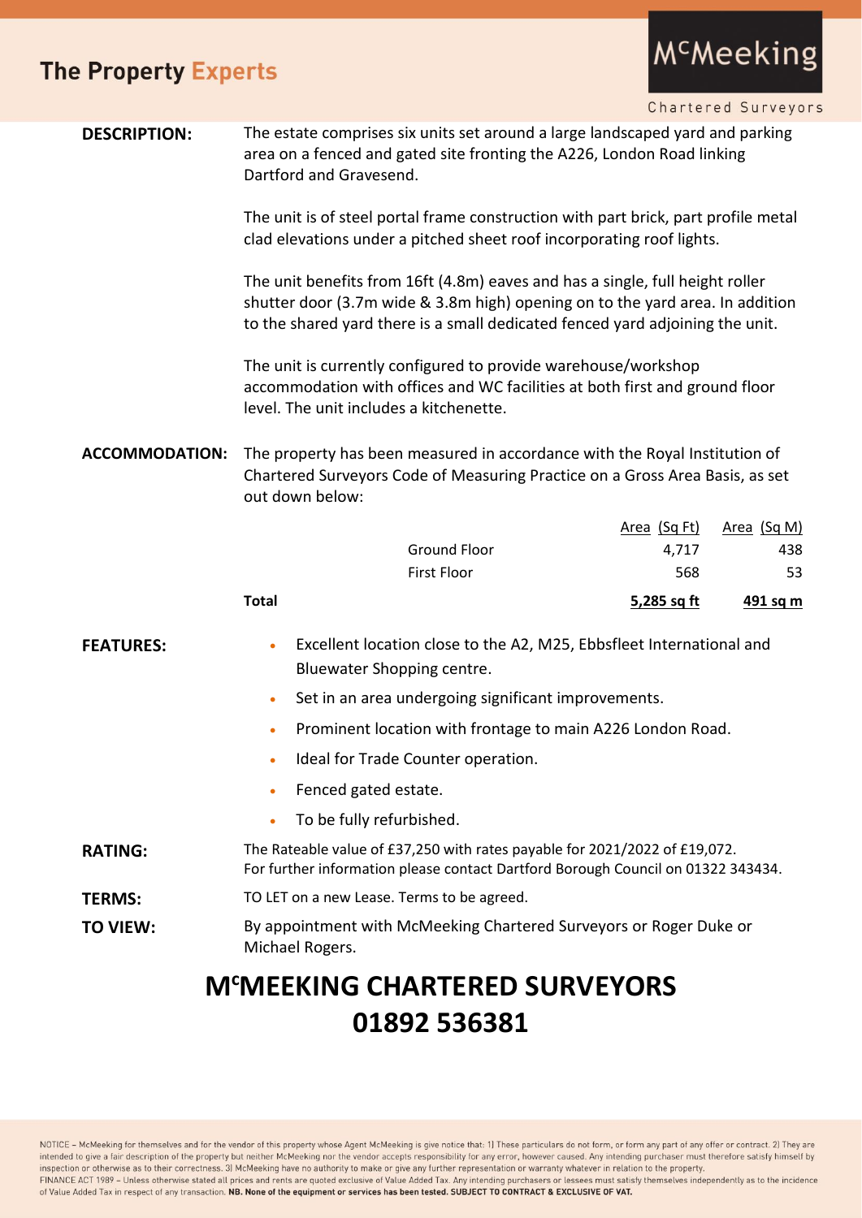**DESCRIPTION:**

The estate comprises six units set around a large landscaped yard and parking area on a fenced and gated site fronting the A226, London Road linking Dartford and Gravesend.

The unit is of steel portal frame construction with part brick, part profile metal clad elevations under a pitched sheet roof incorporating roof lights.

The unit benefits from 16ft (4.8m) eaves and has a single, full height roller shutter door (3.7m wide & 3.8m high) opening on to the yard area. In addition to the shared yard there is a small dedicated fenced yard adjoining the unit.

The unit is currently configured to provide warehouse/workshop accommodation with offices and WC facilities at both first and ground floor level. The unit includes a kitchenette.

**ACCOMMODATION:**

The property has been measured in accordance with the Royal Institution of Chartered Surveyors Code of Measuring Practice on a Gross Area Basis, as set out down below:

| | | Area (Sq Ft) | Area (Sq M) |
|---|---|---|---|
| | Ground Floor | 4,717 | 438 |
| | First Floor | 568 | 53 |
| **Total** | | **5,285 sq ft** | **491 sq m** |

**FEATURES:**

- Excellent location close to the A2, M25, Ebbsfleet International and Bluewater Shopping centre.
- Set in an area undergoing significant improvements.
- Prominent location with frontage to main A226 London Road.
- Ideal for Trade Counter operation.
- Fenced gated estate.
- To be fully refurbished.

**RATING:**

The Rateable value of £37,250 with rates payable for 2021/2022 of £19,072.
For further information please contact Dartford Borough Council on 01322 343434.

**TERMS:**

TO LET on a new Lease. Terms to be agreed.

**TO VIEW:**

By appointment with McMeeking Chartered Surveyors or Roger Duke or Michael Rogers.

## M^c^MEEKING CHARTERED SURVEYORS
## 01892 536381

NOTICE – McMeeking for themselves and for the vendor of this property whose Agent McMeeking is give notice that: 1] These particulars do not form, or form any part of any offer or contract. 2] They are intended to give a fair description of the property but neither McMeeking nor the vendor accepts responsibility for any error, however caused. Any intending purchaser must therefore satisfy himself by inspection or otherwise as to their correctness. 3] McMeeking have no authority to make or give any further representation or warranty whatever in relation to the property.
FINANCE ACT 1989 – Unless otherwise stated all prices and rents are quoted exclusive of Value Added Tax. Any intending purchasers or lessees must satisfy themselves independently as to the incidence of Value Added Tax in respect of any transaction. **NB. None of the equipment or services has been tested. SUBJECT TO CONTRACT & EXCLUSIVE OF VAT.**